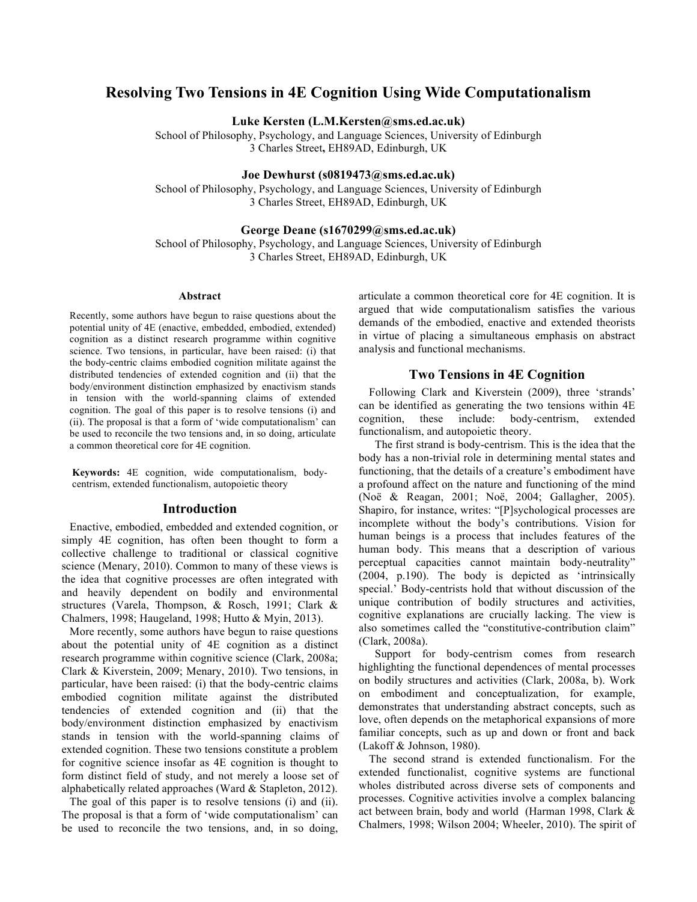# Resolving Two Tensions in 4E Cognition Using Wide Computationalism

**Luke Kersten (L.M.Kersten@sms.ed.ac.uk)**
School of Philosophy, Psychology, and Language Sciences, University of Edinburgh
3 Charles Street, EH89AD, Edinburgh, UK

**Joe Dewhurst (s0819473@sms.ed.ac.uk)**
School of Philosophy, Psychology, and Language Sciences, University of Edinburgh
3 Charles Street, EH89AD, Edinburgh, UK

**George Deane (s1670299@sms.ed.ac.uk)**
School of Philosophy, Psychology, and Language Sciences, University of Edinburgh
3 Charles Street, EH89AD, Edinburgh, UK

## Abstract

Recently, some authors have begun to raise questions about the potential unity of 4E (enactive, embedded, embodied, extended) cognition as a distinct research programme within cognitive science. Two tensions, in particular, have been raised: (i) that the body-centric claims embodied cognition militate against the distributed tendencies of extended cognition and (ii) that the body/environment distinction emphasized by enactivism stands in tension with the world-spanning claims of extended cognition. The goal of this paper is to resolve tensions (i) and (ii). The proposal is that a form of 'wide computationalism' can be used to reconcile the two tensions and, in so doing, articulate a common theoretical core for 4E cognition.

**Keywords:** 4E cognition, wide computationalism, body-centrism, extended functionalism, autopoietic theory

## Introduction

Enactive, embodied, embedded and extended cognition, or simply 4E cognition, has often been thought to form a collective challenge to traditional or classical cognitive science (Menary, 2010). Common to many of these views is the idea that cognitive processes are often integrated with and heavily dependent on bodily and environmental structures (Varela, Thompson, & Rosch, 1991; Clark & Chalmers, 1998; Haugeland, 1998; Hutto & Myin, 2013).

More recently, some authors have begun to raise questions about the potential unity of 4E cognition as a distinct research programme within cognitive science (Clark, 2008a; Clark & Kiverstein, 2009; Menary, 2010). Two tensions, in particular, have been raised: (i) that the body-centric claims embodied cognition militate against the distributed tendencies of extended cognition and (ii) that the body/environment distinction emphasized by enactivism stands in tension with the world-spanning claims of extended cognition. These two tensions constitute a problem for cognitive science insofar as 4E cognition is thought to form distinct field of study, and not merely a loose set of alphabetically related approaches (Ward & Stapleton, 2012).

The goal of this paper is to resolve tensions (i) and (ii). The proposal is that a form of 'wide computationalism' can be used to reconcile the two tensions, and, in so doing, articulate a common theoretical core for 4E cognition. It is argued that wide computationalism satisfies the various demands of the embodied, enactive and extended theorists in virtue of placing a simultaneous emphasis on abstract analysis and functional mechanisms.

## Two Tensions in 4E Cognition

Following Clark and Kiverstein (2009), three 'strands' can be identified as generating the two tensions within 4E cognition, these include: body-centrism, extended functionalism, and autopoietic theory.

The first strand is body-centrism. This is the idea that the body has a non-trivial role in determining mental states and functioning, that the details of a creature's embodiment have a profound affect on the nature and functioning of the mind (Noë & Reagan, 2001; Noë, 2004; Gallagher, 2005). Shapiro, for instance, writes: "[P]sychological processes are incomplete without the body's contributions. Vision for human beings is a process that includes features of the human body. This means that a description of various perceptual capacities cannot maintain body-neutrality" (2004, p.190). The body is depicted as 'intrinsically special.' Body-centrists hold that without discussion of the unique contribution of bodily structures and activities, cognitive explanations are crucially lacking. The view is also sometimes called the "constitutive-contribution claim" (Clark, 2008a).

Support for body-centrism comes from research highlighting the functional dependences of mental processes on bodily structures and activities (Clark, 2008a, b). Work on embodiment and conceptualization, for example, demonstrates that understanding abstract concepts, such as love, often depends on the metaphorical expansions of more familiar concepts, such as up and down or front and back (Lakoff & Johnson, 1980).

The second strand is extended functionalism. For the extended functionalist, cognitive systems are functional wholes distributed across diverse sets of components and processes. Cognitive activities involve a complex balancing act between brain, body and world (Harman 1998, Clark & Chalmers, 1998; Wilson 2004; Wheeler, 2010). The spirit of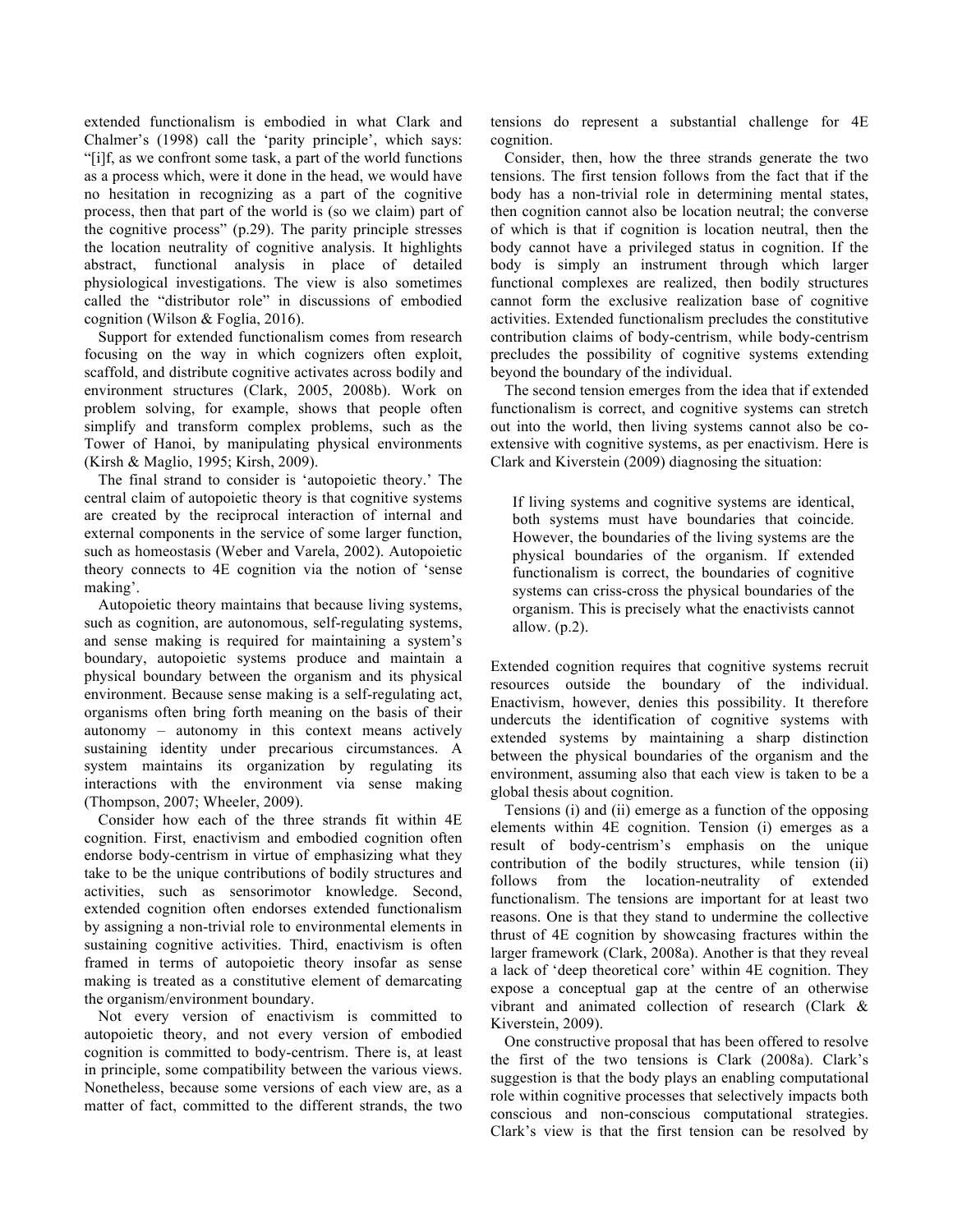extended functionalism is embodied in what Clark and Chalmer's (1998) call the 'parity principle', which says: "[i]f, as we confront some task, a part of the world functions as a process which, were it done in the head, we would have no hesitation in recognizing as a part of the cognitive process, then that part of the world is (so we claim) part of the cognitive process" (p.29). The parity principle stresses the location neutrality of cognitive analysis. It highlights abstract, functional analysis in place of detailed physiological investigations. The view is also sometimes called the "distributor role" in discussions of embodied cognition (Wilson & Foglia, 2016).

Support for extended functionalism comes from research focusing on the way in which cognizers often exploit, scaffold, and distribute cognitive activates across bodily and environment structures (Clark, 2005, 2008b). Work on problem solving, for example, shows that people often simplify and transform complex problems, such as the Tower of Hanoi, by manipulating physical environments (Kirsh & Maglio, 1995; Kirsh, 2009).

The final strand to consider is 'autopoietic theory.' The central claim of autopoietic theory is that cognitive systems are created by the reciprocal interaction of internal and external components in the service of some larger function, such as homeostasis (Weber and Varela, 2002). Autopoietic theory connects to 4E cognition via the notion of 'sense making'.

Autopoietic theory maintains that because living systems, such as cognition, are autonomous, self-regulating systems, and sense making is required for maintaining a system's boundary, autopoietic systems produce and maintain a physical boundary between the organism and its physical environment. Because sense making is a self-regulating act, organisms often bring forth meaning on the basis of their autonomy – autonomy in this context means actively sustaining identity under precarious circumstances. A system maintains its organization by regulating its interactions with the environment via sense making (Thompson, 2007; Wheeler, 2009).

Consider how each of the three strands fit within 4E cognition. First, enactivism and embodied cognition often endorse body-centrism in virtue of emphasizing what they take to be the unique contributions of bodily structures and activities, such as sensorimotor knowledge. Second, extended cognition often endorses extended functionalism by assigning a non-trivial role to environmental elements in sustaining cognitive activities. Third, enactivism is often framed in terms of autopoietic theory insofar as sense making is treated as a constitutive element of demarcating the organism/environment boundary.

Not every version of enactivism is committed to autopoietic theory, and not every version of embodied cognition is committed to body-centrism. There is, at least in principle, some compatibility between the various views. Nonetheless, because some versions of each view are, as a matter of fact, committed to the different strands, the two tensions do represent a substantial challenge for 4E cognition.

Consider, then, how the three strands generate the two tensions. The first tension follows from the fact that if the body has a non-trivial role in determining mental states, then cognition cannot also be location neutral; the converse of which is that if cognition is location neutral, then the body cannot have a privileged status in cognition. If the body is simply an instrument through which larger functional complexes are realized, then bodily structures cannot form the exclusive realization base of cognitive activities. Extended functionalism precludes the constitutive contribution claims of body-centrism, while body-centrism precludes the possibility of cognitive systems extending beyond the boundary of the individual.

The second tension emerges from the idea that if extended functionalism is correct, and cognitive systems can stretch out into the world, then living systems cannot also be co-extensive with cognitive systems, as per enactivism. Here is Clark and Kiverstein (2009) diagnosing the situation:

> If living systems and cognitive systems are identical, both systems must have boundaries that coincide. However, the boundaries of the living systems are the physical boundaries of the organism. If extended functionalism is correct, the boundaries of cognitive systems can criss-cross the physical boundaries of the organism. This is precisely what the enactivists cannot allow. (p.2).

Extended cognition requires that cognitive systems recruit resources outside the boundary of the individual. Enactivism, however, denies this possibility. It therefore undercuts the identification of cognitive systems with extended systems by maintaining a sharp distinction between the physical boundaries of the organism and the environment, assuming also that each view is taken to be a global thesis about cognition.

Tensions (i) and (ii) emerge as a function of the opposing elements within 4E cognition. Tension (i) emerges as a result of body-centrism's emphasis on the unique contribution of the bodily structures, while tension (ii) follows from the location-neutrality of extended functionalism. The tensions are important for at least two reasons. One is that they stand to undermine the collective thrust of 4E cognition by showcasing fractures within the larger framework (Clark, 2008a). Another is that they reveal a lack of 'deep theoretical core' within 4E cognition. They expose a conceptual gap at the centre of an otherwise vibrant and animated collection of research (Clark & Kiverstein, 2009).

One constructive proposal that has been offered to resolve the first of the two tensions is Clark (2008a). Clark's suggestion is that the body plays an enabling computational role within cognitive processes that selectively impacts both conscious and non-conscious computational strategies. Clark's view is that the first tension can be resolved by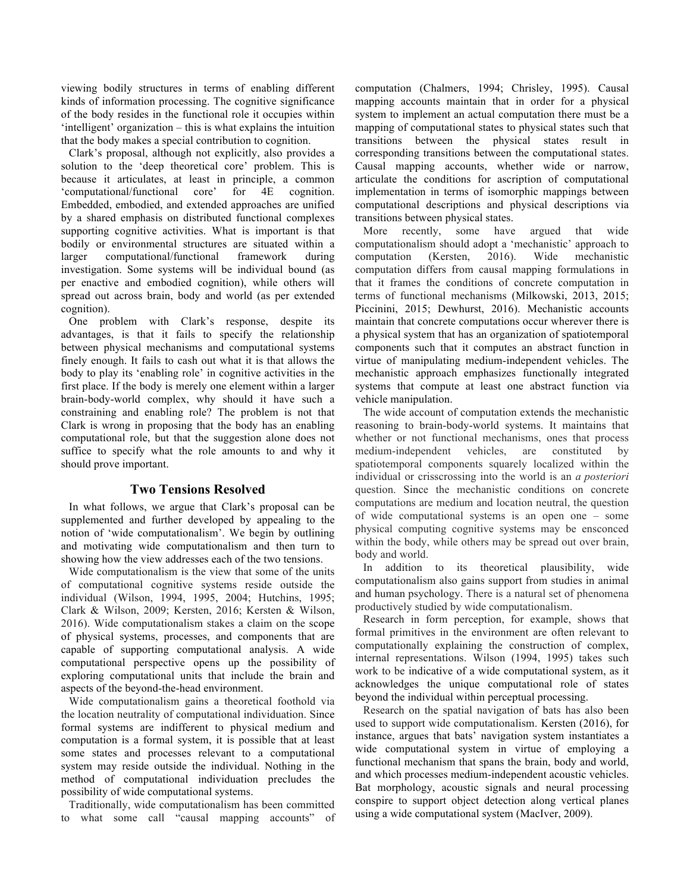viewing bodily structures in terms of enabling different kinds of information processing. The cognitive significance of the body resides in the functional role it occupies within 'intelligent' organization – this is what explains the intuition that the body makes a special contribution to cognition.

Clark's proposal, although not explicitly, also provides a solution to the 'deep theoretical core' problem. This is because it articulates, at least in principle, a common 'computational/functional core' for 4E cognition. Embedded, embodied, and extended approaches are unified by a shared emphasis on distributed functional complexes supporting cognitive activities. What is important is that bodily or environmental structures are situated within a larger computational/functional framework during investigation. Some systems will be individual bound (as per enactive and embodied cognition), while others will spread out across brain, body and world (as per extended cognition).

One problem with Clark's response, despite its advantages, is that it fails to specify the relationship between physical mechanisms and computational systems finely enough. It fails to cash out what it is that allows the body to play its 'enabling role' in cognitive activities in the first place. If the body is merely one element within a larger brain-body-world complex, why should it have such a constraining and enabling role? The problem is not that Clark is wrong in proposing that the body has an enabling computational role, but that the suggestion alone does not suffice to specify what the role amounts to and why it should prove important.

## Two Tensions Resolved

In what follows, we argue that Clark's proposal can be supplemented and further developed by appealing to the notion of 'wide computationalism'. We begin by outlining and motivating wide computationalism and then turn to showing how the view addresses each of the two tensions.

Wide computationalism is the view that some of the units of computational cognitive systems reside outside the individual (Wilson, 1994, 1995, 2004; Hutchins, 1995; Clark & Wilson, 2009; Kersten, 2016; Kersten & Wilson, 2016). Wide computationalism stakes a claim on the scope of physical systems, processes, and components that are capable of supporting computational analysis. A wide computational perspective opens up the possibility of exploring computational units that include the brain and aspects of the beyond-the-head environment.

Wide computationalism gains a theoretical foothold via the location neutrality of computational individuation. Since formal systems are indifferent to physical medium and computation is a formal system, it is possible that at least some states and processes relevant to a computational system may reside outside the individual. Nothing in the method of computational individuation precludes the possibility of wide computational systems.

Traditionally, wide computationalism has been committed to what some call "causal mapping accounts" of computation (Chalmers, 1994; Chrisley, 1995). Causal mapping accounts maintain that in order for a physical system to implement an actual computation there must be a mapping of computational states to physical states such that transitions between the physical states result in corresponding transitions between the computational states. Causal mapping accounts, whether wide or narrow, articulate the conditions for ascription of computational implementation in terms of isomorphic mappings between computational descriptions and physical descriptions via transitions between physical states.

More recently, some have argued that wide computationalism should adopt a 'mechanistic' approach to computation (Kersten, 2016). Wide mechanistic computation differs from causal mapping formulations in that it frames the conditions of concrete computation in terms of functional mechanisms (Milkowski, 2013, 2015; Piccinini, 2015; Dewhurst, 2016). Mechanistic accounts maintain that concrete computations occur wherever there is a physical system that has an organization of spatiotemporal components such that it computes an abstract function in virtue of manipulating medium-independent vehicles. The mechanistic approach emphasizes functionally integrated systems that compute at least one abstract function via vehicle manipulation.

The wide account of computation extends the mechanistic reasoning to brain-body-world systems. It maintains that whether or not functional mechanisms, ones that process medium-independent vehicles, are constituted by spatiotemporal components squarely localized within the individual or crisscrossing into the world is an *a posteriori* question. Since the mechanistic conditions on concrete computations are medium and location neutral, the question of wide computational systems is an open one – some physical computing cognitive systems may be ensconced within the body, while others may be spread out over brain, body and world.

In addition to its theoretical plausibility, wide computationalism also gains support from studies in animal and human psychology. There is a natural set of phenomena productively studied by wide computationalism.

Research in form perception, for example, shows that formal primitives in the environment are often relevant to computationally explaining the construction of complex, internal representations. Wilson (1994, 1995) takes such work to be indicative of a wide computational system, as it acknowledges the unique computational role of states beyond the individual within perceptual processing.

Research on the spatial navigation of bats has also been used to support wide computationalism. Kersten (2016), for instance, argues that bats' navigation system instantiates a wide computational system in virtue of employing a functional mechanism that spans the brain, body and world, and which processes medium-independent acoustic vehicles. Bat morphology, acoustic signals and neural processing conspire to support object detection along vertical planes using a wide computational system (MacIver, 2009).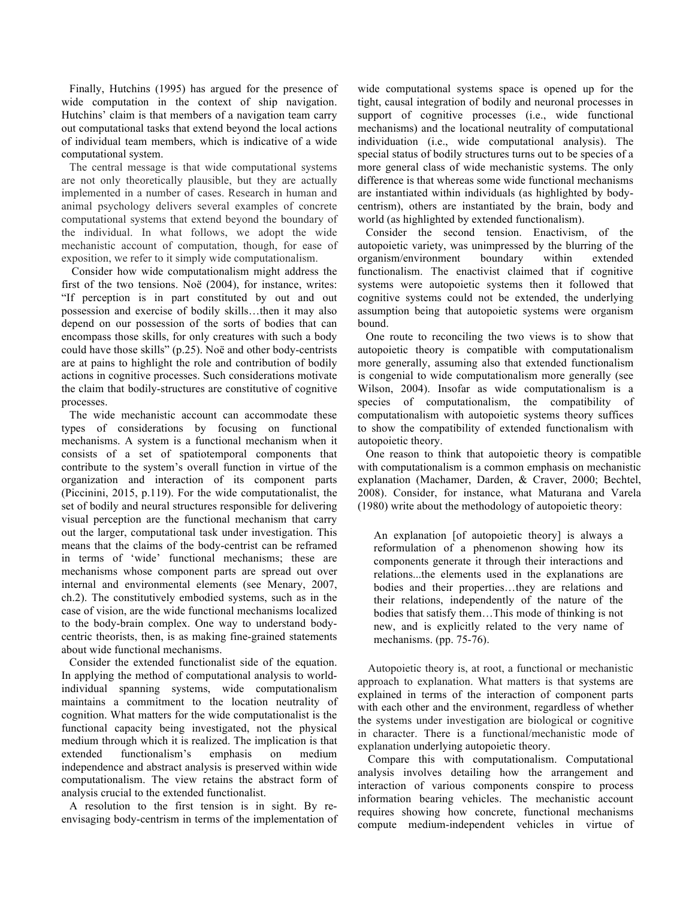Finally, Hutchins (1995) has argued for the presence of wide computation in the context of ship navigation. Hutchins' claim is that members of a navigation team carry out computational tasks that extend beyond the local actions of individual team members, which is indicative of a wide computational system.

The central message is that wide computational systems are not only theoretically plausible, but they are actually implemented in a number of cases. Research in human and animal psychology delivers several examples of concrete computational systems that extend beyond the boundary of the individual. In what follows, we adopt the wide mechanistic account of computation, though, for ease of exposition, we refer to it simply wide computationalism.

Consider how wide computationalism might address the first of the two tensions. Noë (2004), for instance, writes: "If perception is in part constituted by out and out possession and exercise of bodily skills…then it may also depend on our possession of the sorts of bodies that can encompass those skills, for only creatures with such a body could have those skills" (p.25). Noë and other body-centrists are at pains to highlight the role and contribution of bodily actions in cognitive processes. Such considerations motivate the claim that bodily-structures are constitutive of cognitive processes.

The wide mechanistic account can accommodate these types of considerations by focusing on functional mechanisms. A system is a functional mechanism when it consists of a set of spatiotemporal components that contribute to the system's overall function in virtue of the organization and interaction of its component parts (Piccinini, 2015, p.119). For the wide computationalist, the set of bodily and neural structures responsible for delivering visual perception are the functional mechanism that carry out the larger, computational task under investigation. This means that the claims of the body-centrist can be reframed in terms of 'wide' functional mechanisms; these are mechanisms whose component parts are spread out over internal and environmental elements (see Menary, 2007, ch.2). The constitutively embodied systems, such as in the case of vision, are the wide functional mechanisms localized to the body-brain complex. One way to understand body-centric theorists, then, is as making fine-grained statements about wide functional mechanisms.

Consider the extended functionalist side of the equation. In applying the method of computational analysis to world-individual spanning systems, wide computationalism maintains a commitment to the location neutrality of cognition. What matters for the wide computationalist is the functional capacity being investigated, not the physical medium through which it is realized. The implication is that extended functionalism's emphasis on medium independence and abstract analysis is preserved within wide computationalism. The view retains the abstract form of analysis crucial to the extended functionalist.

A resolution to the first tension is in sight. By re-envisaging body-centrism in terms of the implementation of wide computational systems space is opened up for the tight, causal integration of bodily and neuronal processes in support of cognitive processes (i.e., wide functional mechanisms) and the locational neutrality of computational individuation (i.e., wide computational analysis). The special status of bodily structures turns out to be species of a more general class of wide mechanistic systems. The only difference is that whereas some wide functional mechanisms are instantiated within individuals (as highlighted by body-centrism), others are instantiated by the brain, body and world (as highlighted by extended functionalism).

Consider the second tension. Enactivism, of the autopoietic variety, was unimpressed by the blurring of the organism/environment boundary within extended functionalism. The enactivist claimed that if cognitive systems were autopoietic systems then it followed that cognitive systems could not be extended, the underlying assumption being that autopoietic systems were organism bound.

One route to reconciling the two views is to show that autopoietic theory is compatible with computationalism more generally, assuming also that extended functionalism is congenial to wide computationalism more generally (see Wilson, 2004). Insofar as wide computationalism is a species of computationalism, the compatibility of computationalism with autopoietic systems theory suffices to show the compatibility of extended functionalism with autopoietic theory.

One reason to think that autopoietic theory is compatible with computationalism is a common emphasis on mechanistic explanation (Machamer, Darden, & Craver, 2000; Bechtel, 2008). Consider, for instance, what Maturana and Varela (1980) write about the methodology of autopoietic theory:

> An explanation [of autopoietic theory] is always a reformulation of a phenomenon showing how its components generate it through their interactions and relations...the elements used in the explanations are bodies and their properties…they are relations and their relations, independently of the nature of the bodies that satisfy them…This mode of thinking is not new, and is explicitly related to the very name of mechanisms. (pp. 75-76).

Autopoietic theory is, at root, a functional or mechanistic approach to explanation. What matters is that systems are explained in terms of the interaction of component parts with each other and the environment, regardless of whether the systems under investigation are biological or cognitive in character. There is a functional/mechanistic mode of explanation underlying autopoietic theory.

Compare this with computationalism. Computational analysis involves detailing how the arrangement and interaction of various components conspire to process information bearing vehicles. The mechanistic account requires showing how concrete, functional mechanisms compute medium-independent vehicles in virtue of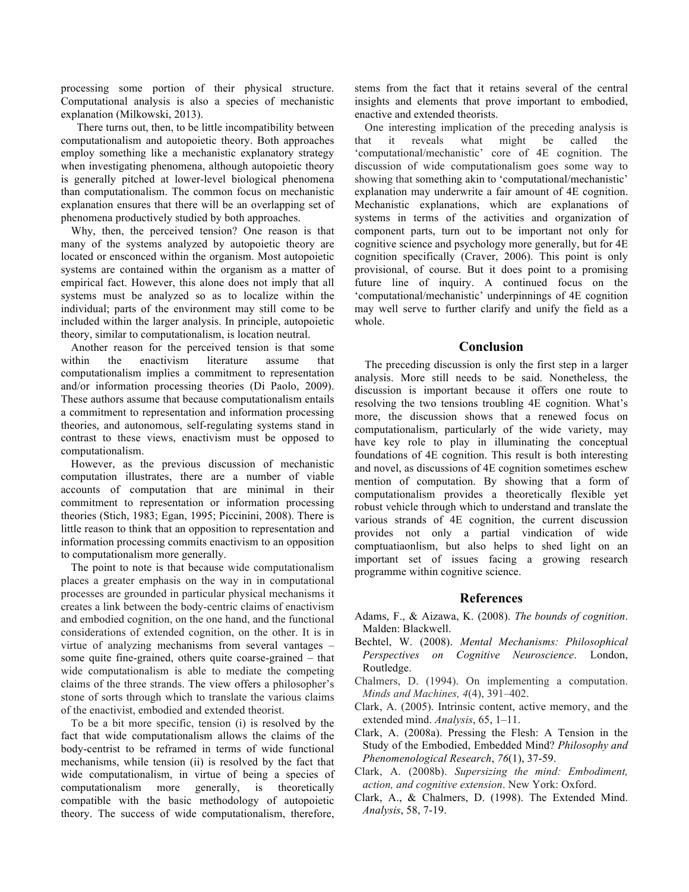processing some portion of their physical structure. Computational analysis is also a species of mechanistic explanation (Milkowski, 2013).

There turns out, then, to be little incompatibility between computationalism and autopoietic theory. Both approaches employ something like a mechanistic explanatory strategy when investigating phenomena, although autopoietic theory is generally pitched at lower-level biological phenomena than computationalism. The common focus on mechanistic explanation ensures that there will be an overlapping set of phenomena productively studied by both approaches.

Why, then, the perceived tension? One reason is that many of the systems analyzed by autopoietic theory are located or ensconced within the organism. Most autopoietic systems are contained within the organism as a matter of empirical fact. However, this alone does not imply that all systems must be analyzed so as to localize within the individual; parts of the environment may still come to be included within the larger analysis. In principle, autopoietic theory, similar to computationalism, is location neutral.

Another reason for the perceived tension is that some within the enactivism literature assume that computationalism implies a commitment to representation and/or information processing theories (Di Paolo, 2009). These authors assume that because computationalism entails a commitment to representation and information processing theories, and autonomous, self-regulating systems stand in contrast to these views, enactivism must be opposed to computationalism.

However, as the previous discussion of mechanistic computation illustrates, there are a number of viable accounts of computation that are minimal in their commitment to representation or information processing theories (Stich, 1983; Egan, 1995; Piccinini, 2008). There is little reason to think that an opposition to representation and information processing commits enactivism to an opposition to computationalism more generally.

The point to note is that because wide computationalism places a greater emphasis on the way in in computational processes are grounded in particular physical mechanisms it creates a link between the body-centric claims of enactivism and embodied cognition, on the one hand, and the functional considerations of extended cognition, on the other. It is in virtue of analyzing mechanisms from several vantages – some quite fine-grained, others quite coarse-grained – that wide computationalism is able to mediate the competing claims of the three strands. The view offers a philosopher's stone of sorts through which to translate the various claims of the enactivist, embodied and extended theorist.

To be a bit more specific, tension (i) is resolved by the fact that wide computationalism allows the claims of the body-centrist to be reframed in terms of wide functional mechanisms, while tension (ii) is resolved by the fact that wide computationalism, in virtue of being a species of computationalism more generally, is theoretically compatible with the basic methodology of autopoietic theory. The success of wide computationalism, therefore, stems from the fact that it retains several of the central insights and elements that prove important to embodied, enactive and extended theorists.

One interesting implication of the preceding analysis is that it reveals what might be called the 'computational/mechanistic' core of 4E cognition. The discussion of wide computationalism goes some way to showing that something akin to 'computational/mechanistic' explanation may underwrite a fair amount of 4E cognition. Mechanistic explanations, which are explanations of systems in terms of the activities and organization of component parts, turn out to be important not only for cognitive science and psychology more generally, but for 4E cognition specifically (Craver, 2006). This point is only provisional, of course. But it does point to a promising future line of inquiry. A continued focus on the 'computational/mechanistic' underpinnings of 4E cognition may well serve to further clarify and unify the field as a whole.

## Conclusion

The preceding discussion is only the first step in a larger analysis. More still needs to be said. Nonetheless, the discussion is important because it offers one route to resolving the two tensions troubling 4E cognition. What's more, the discussion shows that a renewed focus on computationalism, particularly of the wide variety, may have key role to play in illuminating the conceptual foundations of 4E cognition. This result is both interesting and novel, as discussions of 4E cognition sometimes eschew mention of computation. By showing that a form of computationalism provides a theoretically flexible yet robust vehicle through which to understand and translate the various strands of 4E cognition, the current discussion provides not only a partial vindication of wide comptuatiaonlism, but also helps to shed light on an important set of issues facing a growing research programme within cognitive science.

## References

Adams, F., & Aizawa, K. (2008). *The bounds of cognition*. Malden: Blackwell.

Bechtel, W. (2008). *Mental Mechanisms: Philosophical Perspectives on Cognitive Neuroscience*. London, Routledge.

Chalmers, D. (1994). On implementing a computation. *Minds and Machines, 4*(4), 391–402.

Clark, A. (2005). Intrinsic content, active memory, and the extended mind. *Analysis*, 65, 1–11.

Clark, A. (2008a). Pressing the Flesh: A Tension in the Study of the Embodied, Embedded Mind? *Philosophy and Phenomenological Research*, *76*(1), 37-59.

Clark, A. (2008b). *Supersizing the mind: Embodiment, action, and cognitive extension*. New York: Oxford.

Clark, A., & Chalmers, D. (1998). The Extended Mind. *Analysis*, 58, 7-19.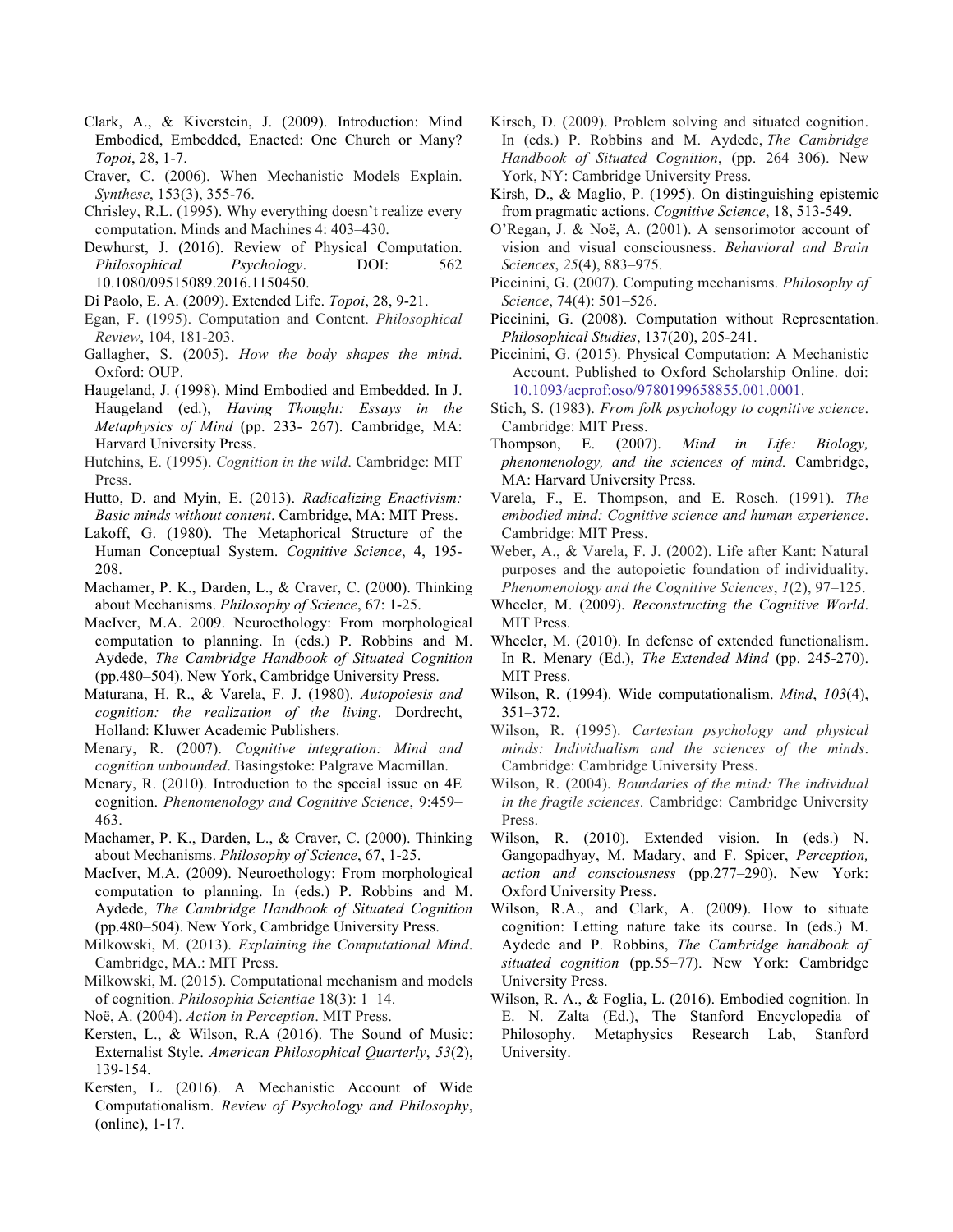Clark, A., & Kiverstein, J. (2009). Introduction: Mind Embodied, Embedded, Enacted: One Church or Many? *Topoi*, 28, 1-7.

Craver, C. (2006). When Mechanistic Models Explain. *Synthese*, 153(3), 355-76.

Chrisley, R.L. (1995). Why everything doesn't realize every computation. Minds and Machines 4: 403–430.

Dewhurst, J. (2016). Review of Physical Computation. *Philosophical Psychology*. DOI: 562 10.1080/09515089.2016.1150450.

Di Paolo, E. A. (2009). Extended Life. *Topoi*, 28, 9-21.

Egan, F. (1995). Computation and Content. *Philosophical Review*, 104, 181-203.

Gallagher, S. (2005). *How the body shapes the mind*. Oxford: OUP.

Haugeland, J. (1998). Mind Embodied and Embedded. In J. Haugeland (ed.), *Having Thought: Essays in the Metaphysics of Mind* (pp. 233- 267). Cambridge, MA: Harvard University Press.

Hutchins, E. (1995). *Cognition in the wild*. Cambridge: MIT Press.

Hutto, D. and Myin, E. (2013). *Radicalizing Enactivism: Basic minds without content*. Cambridge, MA: MIT Press.

Lakoff, G. (1980). The Metaphorical Structure of the Human Conceptual System. *Cognitive Science*, 4, 195-208.

Machamer, P. K., Darden, L., & Craver, C. (2000). Thinking about Mechanisms. *Philosophy of Science*, 67: 1-25.

MacIver, M.A. 2009. Neuroethology: From morphological computation to planning. In (eds.) P. Robbins and M. Aydede, *The Cambridge Handbook of Situated Cognition* (pp.480–504). New York, Cambridge University Press.

Maturana, H. R., & Varela, F. J. (1980). *Autopoiesis and cognition: the realization of the living*. Dordrecht, Holland: Kluwer Academic Publishers.

Menary, R. (2007). *Cognitive integration: Mind and cognition unbounded*. Basingstoke: Palgrave Macmillan.

Menary, R. (2010). Introduction to the special issue on 4E cognition. *Phenomenology and Cognitive Science*, 9:459–463.

Machamer, P. K., Darden, L., & Craver, C. (2000). Thinking about Mechanisms. *Philosophy of Science*, 67, 1-25.

MacIver, M.A. (2009). Neuroethology: From morphological computation to planning. In (eds.) P. Robbins and M. Aydede, *The Cambridge Handbook of Situated Cognition* (pp.480–504). New York, Cambridge University Press.

Milkowski, M. (2013). *Explaining the Computational Mind*. Cambridge, MA.: MIT Press.

Milkowski, M. (2015). Computational mechanism and models of cognition. *Philosophia Scientiae* 18(3): 1–14.

Noë, A. (2004). *Action in Perception*. MIT Press.

Kersten, L., & Wilson, R.A (2016). The Sound of Music: Externalist Style. *American Philosophical Quarterly*, *53*(2), 139-154.

Kersten, L. (2016). A Mechanistic Account of Wide Computationalism. *Review of Psychology and Philosophy*, (online), 1-17.

Kirsch, D. (2009). Problem solving and situated cognition. In (eds.) P. Robbins and M. Aydede, *The Cambridge Handbook of Situated Cognition*, (pp. 264–306). New York, NY: Cambridge University Press.

Kirsh, D., & Maglio, P. (1995). On distinguishing epistemic from pragmatic actions. *Cognitive Science*, 18, 513-549.

O'Regan, J. & Noë, A. (2001). A sensorimotor account of vision and visual consciousness. *Behavioral and Brain Sciences*, *25*(4), 883–975.

Piccinini, G. (2007). Computing mechanisms. *Philosophy of Science*, 74(4): 501–526.

Piccinini, G. (2008). Computation without Representation. *Philosophical Studies*, 137(20), 205-241.

Piccinini, G. (2015). Physical Computation: A Mechanistic Account. Published to Oxford Scholarship Online. doi: 10.1093/acprof:oso/9780199658855.001.0001.

Stich, S. (1983). *From folk psychology to cognitive science*. Cambridge: MIT Press.

Thompson, E. (2007). *Mind in Life: Biology, phenomenology, and the sciences of mind.* Cambridge, MA: Harvard University Press.

Varela, F., E. Thompson, and E. Rosch. (1991). *The embodied mind: Cognitive science and human experience*. Cambridge: MIT Press.

Weber, A., & Varela, F. J. (2002). Life after Kant: Natural purposes and the autopoietic foundation of individuality. *Phenomenology and the Cognitive Sciences*, *1*(2), 97–125.

Wheeler, M. (2009). *Reconstructing the Cognitive World*. MIT Press.

Wheeler, M. (2010). In defense of extended functionalism. In R. Menary (Ed.), *The Extended Mind* (pp. 245-270). MIT Press.

Wilson, R. (1994). Wide computationalism. *Mind*, *103*(4), 351–372.

Wilson, R. (1995). *Cartesian psychology and physical minds: Individualism and the sciences of the minds*. Cambridge: Cambridge University Press.

Wilson, R. (2004). *Boundaries of the mind: The individual in the fragile sciences*. Cambridge: Cambridge University Press.

Wilson, R. (2010). Extended vision. In (eds.) N. Gangopadhyay, M. Madary, and F. Spicer, *Perception, action and consciousness* (pp.277–290). New York: Oxford University Press.

Wilson, R.A., and Clark, A. (2009). How to situate cognition: Letting nature take its course. In (eds.) M. Aydede and P. Robbins, *The Cambridge handbook of situated cognition* (pp.55–77). New York: Cambridge University Press.

Wilson, R. A., & Foglia, L. (2016). Embodied cognition. In E. N. Zalta (Ed.), The Stanford Encyclopedia of Philosophy. Metaphysics Research Lab, Stanford University.